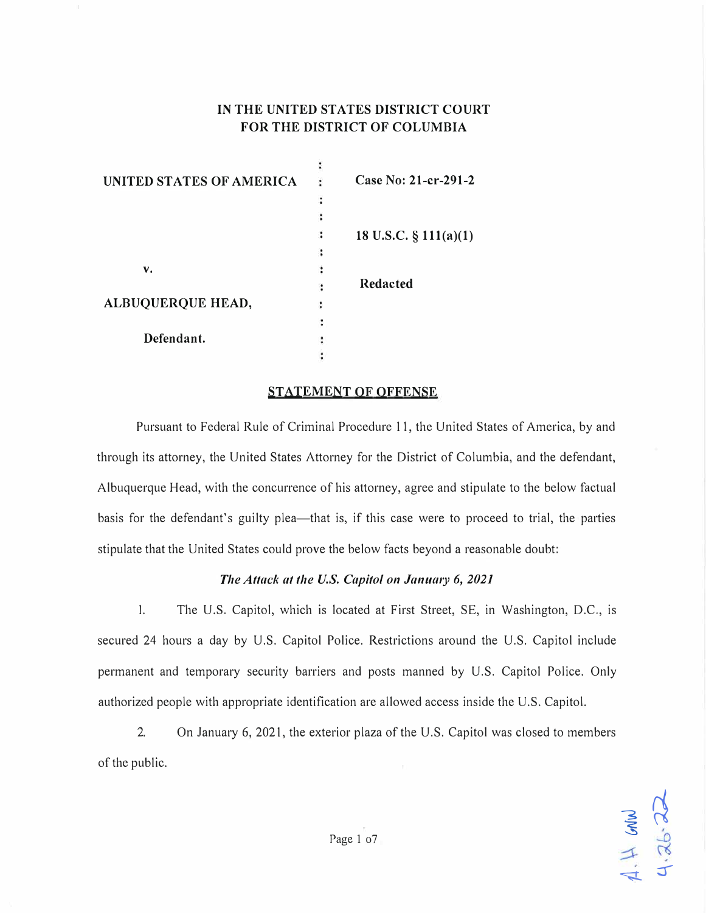# IN THE UNITED STATES DISTRICT COURT FOR THE DISTRICT OF COLUMBIA

| | | |
|---|---|---|
| **UNITED STATES OF AMERICA** | : | **Case No: 21-cr-291-2** |
| | : | |
| | : | **18 U.S.C. § 111(a)(1)** |
| **v.** | : | |
| | : | **Redacted** |
| **ALBUQUERQUE HEAD,** | : | |
| **Defendant.** | : | |

## STATEMENT OF OFFENSE

Pursuant to Federal Rule of Criminal Procedure 11, the United States of America, by and through its attorney, the United States Attorney for the District of Columbia, and the defendant, Albuquerque Head, with the concurrence of his attorney, agree and stipulate to the below factual basis for the defendant's guilty plea—that is, if this case were to proceed to trial, the parties stipulate that the United States could prove the below facts beyond a reasonable doubt:

### *The Attack at the U.S. Capitol on January 6, 2021*

1. The U.S. Capitol, which is located at First Street, SE, in Washington, D.C., is secured 24 hours a day by U.S. Capitol Police. Restrictions around the U.S. Capitol include permanent and temporary security barriers and posts manned by U.S. Capitol Police. Only authorized people with appropriate identification are allowed access inside the U.S. Capitol.

2. On January 6, 2021, the exterior plaza of the U.S. Capitol was closed to members of the public.

A.H. GNW 4.26.22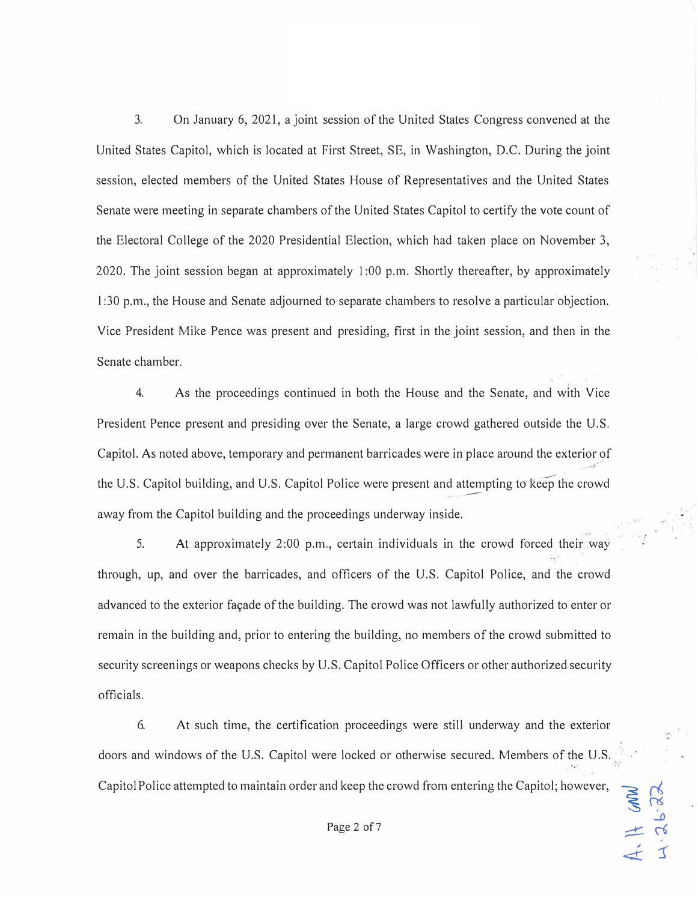3. On January 6, 2021, a joint session of the United States Congress convened at the United States Capitol, which is located at First Street, SE, in Washington, D.C. During the joint session, elected members of the United States House of Representatives and the United States Senate were meeting in separate chambers of the United States Capitol to certify the vote count of the Electoral College of the 2020 Presidential Election, which had taken place on November 3, 2020. The joint session began at approximately 1:00 p.m. Shortly thereafter, by approximately 1:30 p.m., the House and Senate adjourned to separate chambers to resolve a particular objection. Vice President Mike Pence was present and presiding, first in the joint session, and then in the Senate chamber.

4. As the proceedings continued in both the House and the Senate, and with Vice President Pence present and presiding over the Senate, a large crowd gathered outside the U.S. Capitol. As noted above, temporary and permanent barricades were in place around the exterior of the U.S. Capitol building, and U.S. Capitol Police were present and attempting to keep the crowd away from the Capitol building and the proceedings underway inside.

5. At approximately 2:00 p.m., certain individuals in the crowd forced their way through, up, and over the barricades, and officers of the U.S. Capitol Police, and the crowd advanced to the exterior façade of the building. The crowd was not lawfully authorized to enter or remain in the building and, prior to entering the building, no members of the crowd submitted to security screenings or weapons checks by U.S. Capitol Police Officers or other authorized security officials.

6. At such time, the certification proceedings were still underway and the exterior doors and windows of the U.S. Capitol were locked or otherwise secured. Members of the U.S. Capitol Police attempted to maintain order and keep the crowd from entering the Capitol; however,

A. H GMW 4.26.22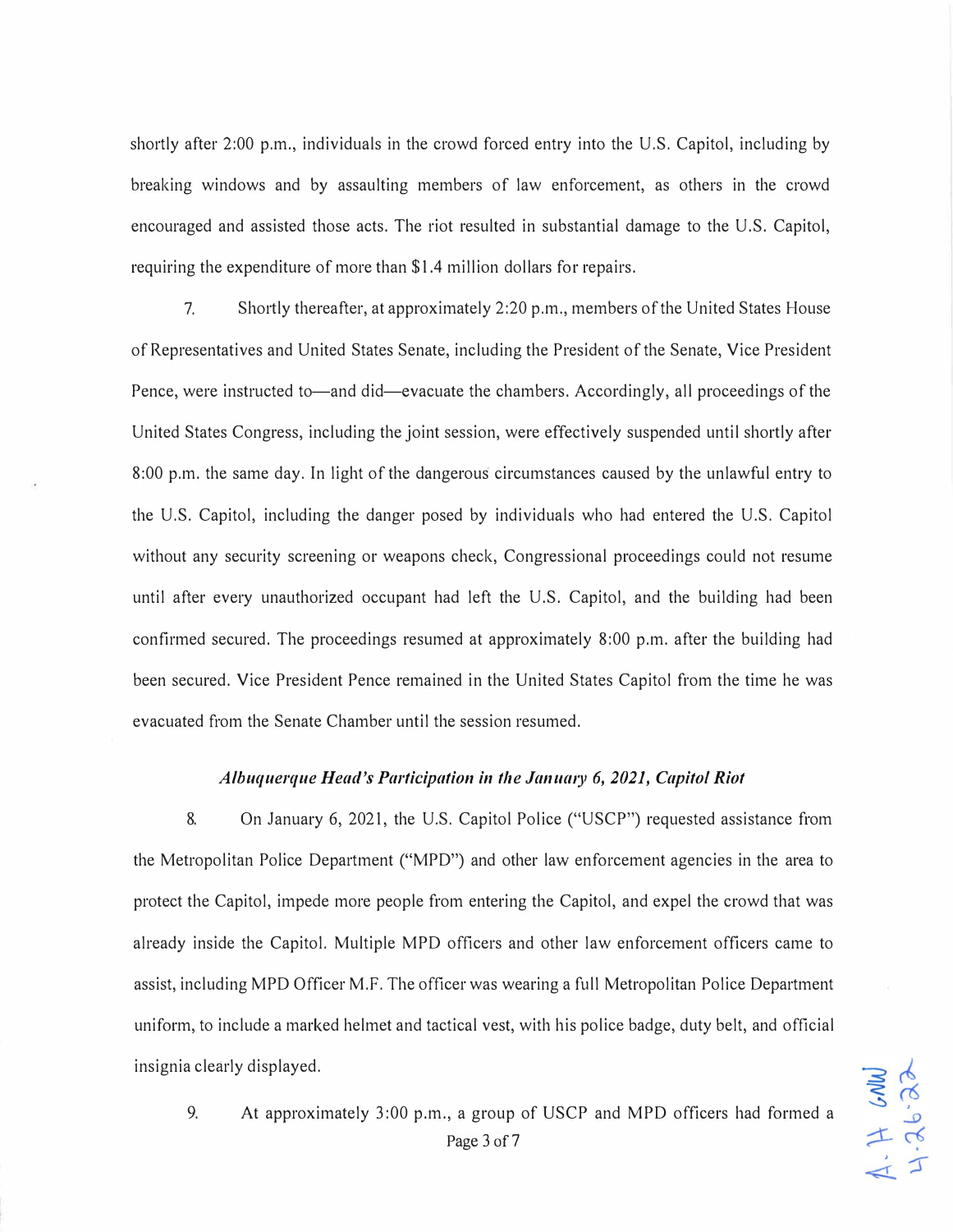shortly after 2:00 p.m., individuals in the crowd forced entry into the U.S. Capitol, including by breaking windows and by assaulting members of law enforcement, as others in the crowd encouraged and assisted those acts. The riot resulted in substantial damage to the U.S. Capitol, requiring the expenditure of more than $1.4 million dollars for repairs.

7. Shortly thereafter, at approximately 2:20 p.m., members of the United States House of Representatives and United States Senate, including the President of the Senate, Vice President Pence, were instructed to—and did—evacuate the chambers. Accordingly, all proceedings of the United States Congress, including the joint session, were effectively suspended until shortly after 8:00 p.m. the same day. In light of the dangerous circumstances caused by the unlawful entry to the U.S. Capitol, including the danger posed by individuals who had entered the U.S. Capitol without any security screening or weapons check, Congressional proceedings could not resume until after every unauthorized occupant had left the U.S. Capitol, and the building had been confirmed secured. The proceedings resumed at approximately 8:00 p.m. after the building had been secured. Vice President Pence remained in the United States Capitol from the time he was evacuated from the Senate Chamber until the session resumed.

### *Albuquerque Head's Participation in the January 6, 2021, Capitol Riot*

8. On January 6, 2021, the U.S. Capitol Police ("USCP") requested assistance from the Metropolitan Police Department ("MPD") and other law enforcement agencies in the area to protect the Capitol, impede more people from entering the Capitol, and expel the crowd that was already inside the Capitol. Multiple MPD officers and other law enforcement officers came to assist, including MPD Officer M.F. The officer was wearing a full Metropolitan Police Department uniform, to include a marked helmet and tactical vest, with his police badge, duty belt, and official insignia clearly displayed.

9. At approximately 3:00 p.m., a group of USCP and MPD officers had formed a

A.H. GMW
4-26-22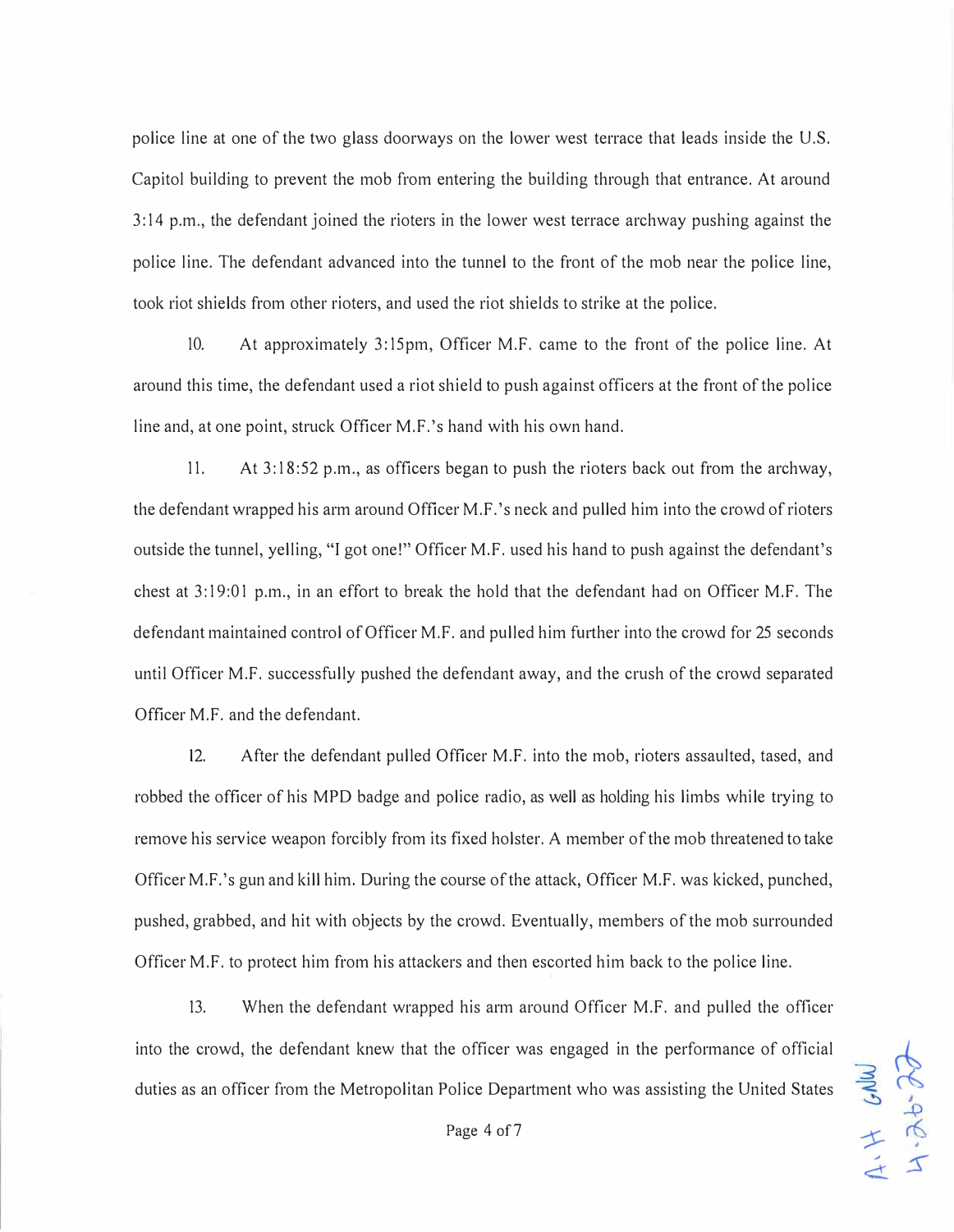police line at one of the two glass doorways on the lower west terrace that leads inside the U.S. Capitol building to prevent the mob from entering the building through that entrance. At around 3:14 p.m., the defendant joined the rioters in the lower west terrace archway pushing against the police line. The defendant advanced into the tunnel to the front of the mob near the police line, took riot shields from other rioters, and used the riot shields to strike at the police.

10. At approximately 3:15pm, Officer M.F. came to the front of the police line. At around this time, the defendant used a riot shield to push against officers at the front of the police line and, at one point, struck Officer M.F.'s hand with his own hand.

11. At 3:18:52 p.m., as officers began to push the rioters back out from the archway, the defendant wrapped his arm around Officer M.F.'s neck and pulled him into the crowd of rioters outside the tunnel, yelling, "I got one!" Officer M.F. used his hand to push against the defendant's chest at 3:19:01 p.m., in an effort to break the hold that the defendant had on Officer M.F. The defendant maintained control of Officer M.F. and pulled him further into the crowd for 25 seconds until Officer M.F. successfully pushed the defendant away, and the crush of the crowd separated Officer M.F. and the defendant.

12. After the defendant pulled Officer M.F. into the mob, rioters assaulted, tased, and robbed the officer of his MPD badge and police radio, as well as holding his limbs while trying to remove his service weapon forcibly from its fixed holster. A member of the mob threatened to take Officer M.F.'s gun and kill him. During the course of the attack, Officer M.F. was kicked, punched, pushed, grabbed, and hit with objects by the crowd. Eventually, members of the mob surrounded Officer M.F. to protect him from his attackers and then escorted him back to the police line.

13. When the defendant wrapped his arm around Officer M.F. and pulled the officer into the crowd, the defendant knew that the officer was engaged in the performance of official duties as an officer from the Metropolitan Police Department who was assisting the United States

A.H. GMW 4-26-22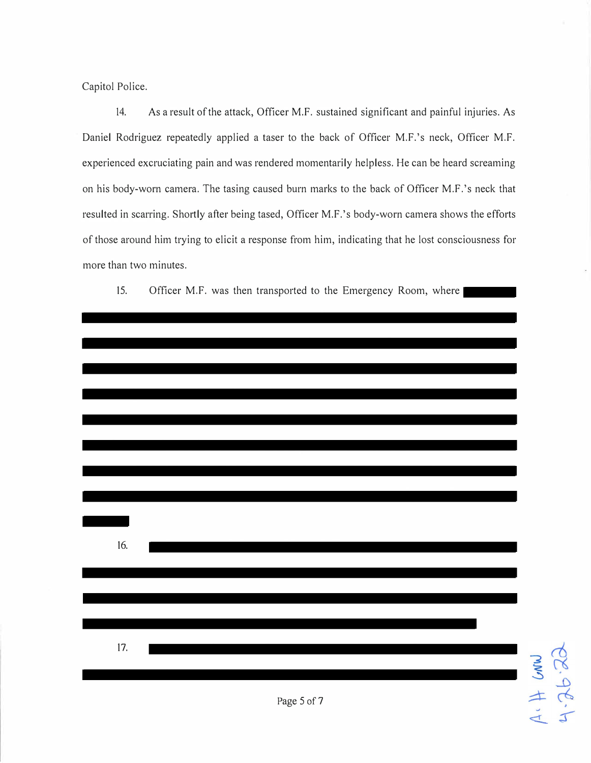Capitol Police.

14. As a result of the attack, Officer M.F. sustained significant and painful injuries. As Daniel Rodriguez repeatedly applied a taser to the back of Officer M.F.'s neck, Officer M.F. experienced excruciating pain and was rendered momentarily helpless. He can be heard screaming on his body-worn camera. The tasing caused burn marks to the back of Officer M.F.'s neck that resulted in scarring. Shortly after being tased, Officer M.F.'s body-worn camera shows the efforts of those around him trying to elicit a response from him, indicating that he lost consciousness for more than two minutes.

15. Officer M.F. was then transported to the Emergency Room, where [REDACTED]

16. [REDACTED]

17. [REDACTED]

A.H. GNW 4.26.22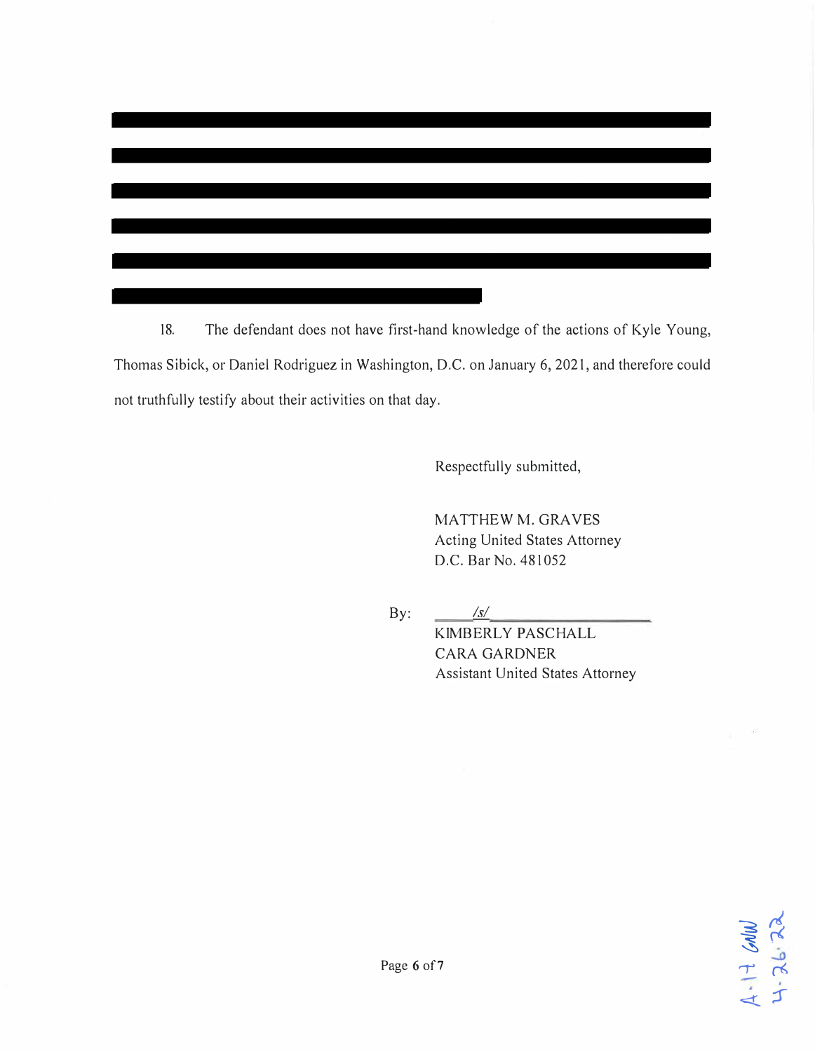18. The defendant does not have first-hand knowledge of the actions of Kyle Young, Thomas Sibick, or Daniel Rodriguez in Washington, D.C. on January 6, 2021, and therefore could not truthfully testify about their activities on that day.

Respectfully submitted,

MATTHEW M. GRAVES
Acting United States Attorney
D.C. Bar No. 481052

By: */s/*
KIMBERLY PASCHALL
CARA GARDNER
Assistant United States Attorney

A.17 GNW
4.26.22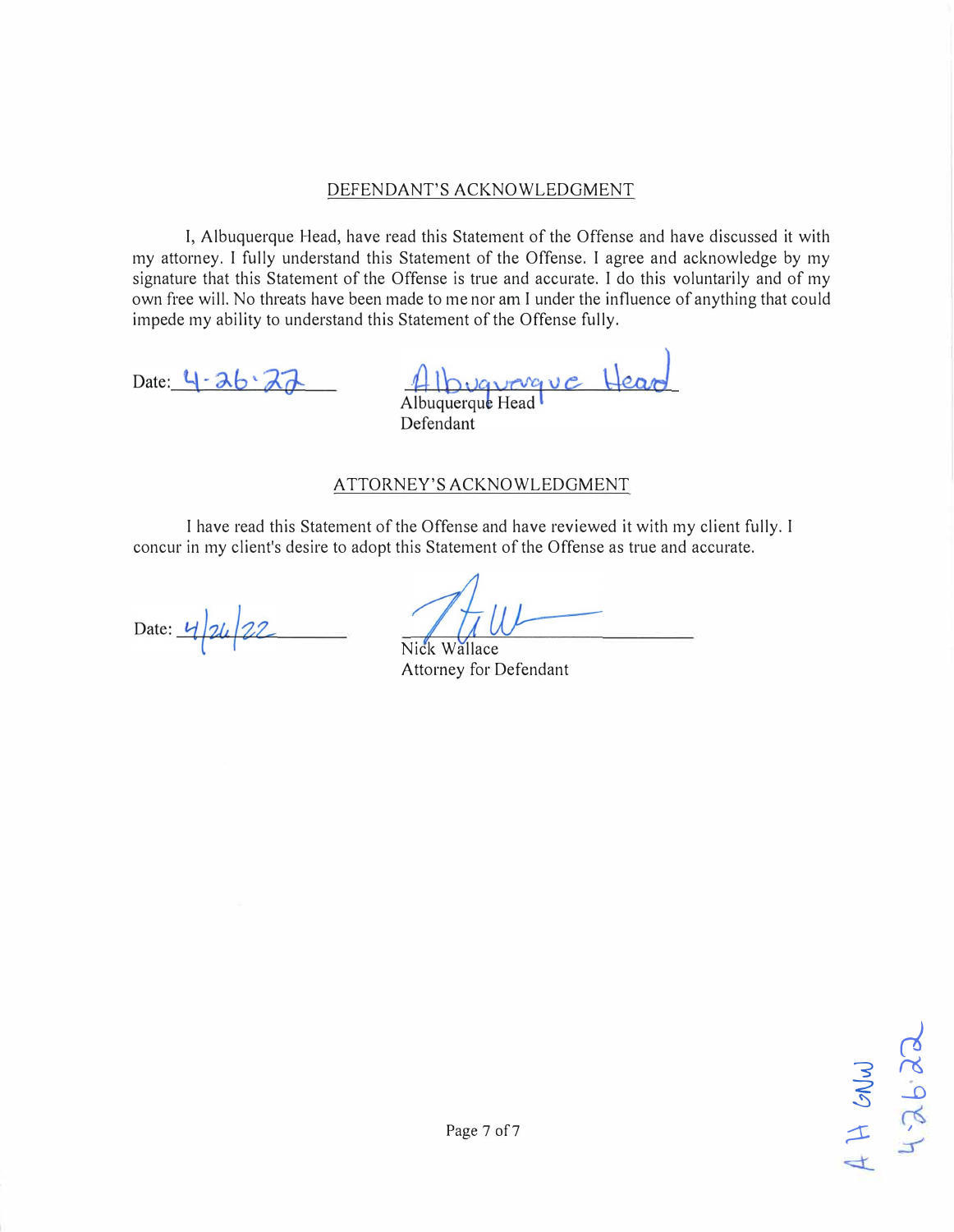## DEFENDANT'S ACKNOWLEDGMENT

I, Albuquerque Head, have read this Statement of the Offense and have discussed it with my attorney. I fully understand this Statement of the Offense. I agree and acknowledge by my signature that this Statement of the Offense is true and accurate. I do this voluntarily and of my own free will. No threats have been made to me nor am I under the influence of anything that could impede my ability to understand this Statement of the Offense fully.

Date: 4-26-22

Albuquerque Head
Albuquerque Head
Defendant

## ATTORNEY'S ACKNOWLEDGMENT

I have read this Statement of the Offense and have reviewed it with my client fully. I concur in my client's desire to adopt this Statement of the Offense as true and accurate.

Date: 4/26/22

Nick Wallace
Attorney for Defendant

AH GNW
4-26-22